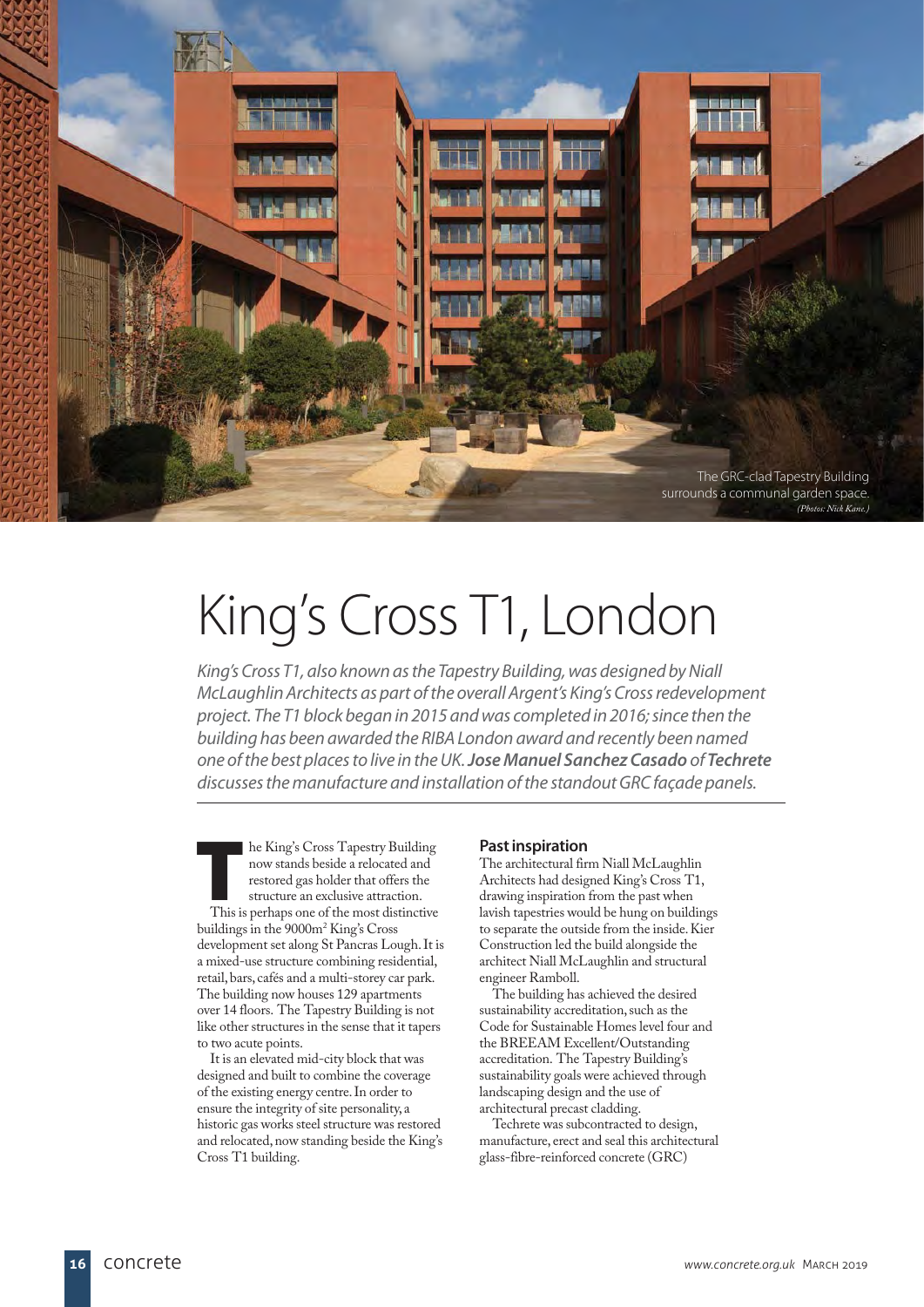The GRC-clad Tapestry Building surrounds a communal garden space. *(Photos: Nick Kane.)*

# King's Cross T1, London

*King's Cross T1, also known as the Tapestry Building, was designed by Niall McLaughlin Architects as part of the overall Argent's King's Cross redevelopment project. The T1 block began in 2015 and was completed in 2016; since then the building has been awarded the RIBA London award and recently been named one of the best places to live in the UK.* ***Jose Manuel Sanchez Casado*** *of* ***Techrete*** *discusses the manufacture and installation of the standout GRC façade panels.*

The King's Cross Tapestry Building now stands beside a relocated and restored gas holder that offers the structure an exclusive attraction.

This is perhaps one of the most distinctive buildings in the 9000m[2] King's Cross development set along St Pancras Lough. It is a mixed-use structure combining residential, retail, bars, cafés and a multi-storey car park. The building now houses 129 apartments over 14 floors. The Tapestry Building is not like other structures in the sense that it tapers to two acute points.

It is an elevated mid-city block that was designed and built to combine the coverage of the existing energy centre. In order to ensure the integrity of site personality, a historic gas works steel structure was restored and relocated, now standing beside the King's Cross T1 building.

## Past inspiration

The architectural firm Niall McLaughlin Architects had designed King's Cross T1, drawing inspiration from the past when lavish tapestries would be hung on buildings to separate the outside from the inside. Kier Construction led the build alongside the architect Niall McLaughlin and structural engineer Ramboll.

The building has achieved the desired sustainability accreditation, such as the Code for Sustainable Homes level four and the BREEAM Excellent/Outstanding accreditation. The Tapestry Building's sustainability goals were achieved through landscaping design and the use of architectural precast cladding.

Techrete was subcontracted to design, manufacture, erect and seal this architectural glass-fibre-reinforced concrete (GRC)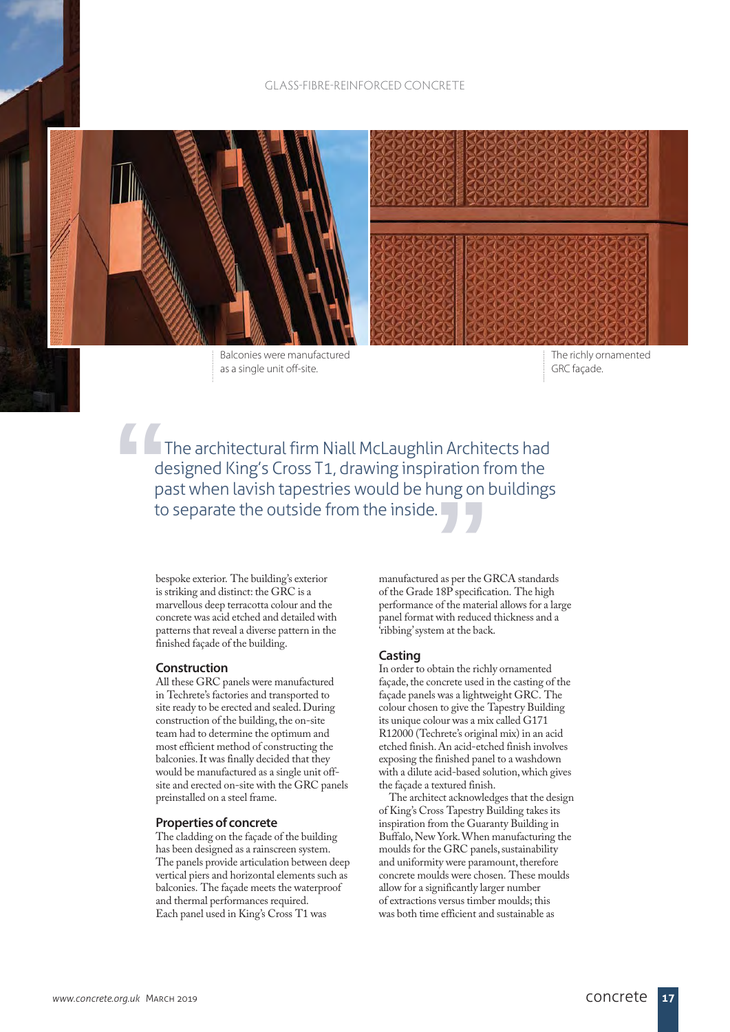Balconies were manufactured as a single unit off-site.

The richly ornamented GRC façade.

> The architectural firm Niall McLaughlin Architects had designed King's Cross T1, drawing inspiration from the past when lavish tapestries would be hung on buildings to separate the outside from the inside.

bespoke exterior. The building's exterior is striking and distinct: the GRC is a marvellous deep terracotta colour and the concrete was acid etched and detailed with patterns that reveal a diverse pattern in the finished façade of the building.

### Construction

All these GRC panels were manufactured in Techrete's factories and transported to site ready to be erected and sealed. During construction of the building, the on-site team had to determine the optimum and most efficient method of constructing the balconies. It was finally decided that they would be manufactured as a single unit off-site and erected on-site with the GRC panels preinstalled on a steel frame.

### Properties of concrete

The cladding on the façade of the building has been designed as a rainscreen system. The panels provide articulation between deep vertical piers and horizontal elements such as balconies. The façade meets the waterproof and thermal performances required.

Each panel used in King's Cross T1 was manufactured as per the GRCA standards of the Grade 18P specification. The high performance of the material allows for a large panel format with reduced thickness and a 'ribbing' system at the back.

### Casting

In order to obtain the richly ornamented façade, the concrete used in the casting of the façade panels was a lightweight GRC. The colour chosen to give the Tapestry Building its unique colour was a mix called G171 R12000 (Techrete's original mix) in an acid etched finish. An acid-etched finish involves exposing the finished panel to a washdown with a dilute acid-based solution, which gives the façade a textured finish.

The architect acknowledges that the design of King's Cross Tapestry Building takes its inspiration from the Guaranty Building in Buffalo, New York. When manufacturing the moulds for the GRC panels, sustainability and uniformity were paramount, therefore concrete moulds were chosen. These moulds allow for a significantly larger number of extractions versus timber moulds; this was both time efficient and sustainable as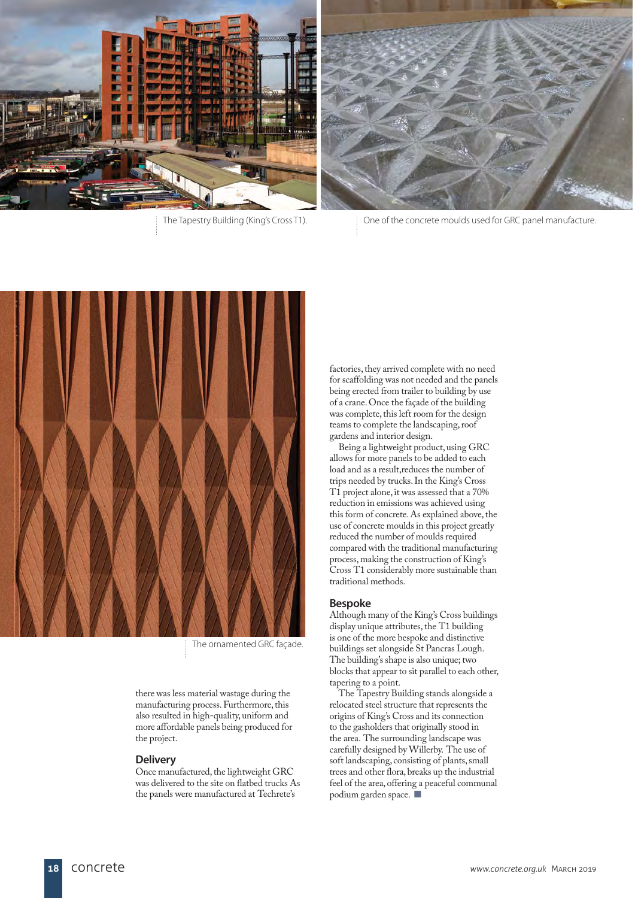The Tapestry Building (King's Cross T1).

One of the concrete moulds used for GRC panel manufacture.

The ornamented GRC façade.

there was less material wastage during the manufacturing process. Furthermore, this also resulted in high-quality, uniform and more affordable panels being produced for the project.

## Delivery

Once manufactured, the lightweight GRC was delivered to the site on flatbed trucks As the panels were manufactured at Techrete's factories, they arrived complete with no need for scaffolding was not needed and the panels being erected from trailer to building by use of a crane. Once the façade of the building was complete, this left room for the design teams to complete the landscaping, roof gardens and interior design.

Being a lightweight product, using GRC allows for more panels to be added to each load and as a result,reduces the number of trips needed by trucks. In the King's Cross T1 project alone, it was assessed that a 70% reduction in emissions was achieved using this form of concrete. As explained above, the use of concrete moulds in this project greatly reduced the number of moulds required compared with the traditional manufacturing process, making the construction of King's Cross T1 considerably more sustainable than traditional methods.

## Bespoke

Although many of the King's Cross buildings display unique attributes, the T1 building is one of the more bespoke and distinctive buildings set alongside St Pancras Lough. The building's shape is also unique; two blocks that appear to sit parallel to each other, tapering to a point.

The Tapestry Building stands alongside a relocated steel structure that represents the origins of King's Cross and its connection to the gasholders that originally stood in the area. The surrounding landscape was carefully designed by Willerby. The use of soft landscaping, consisting of plants, small trees and other flora, breaks up the industrial feel of the area, offering a peaceful communal podium garden space. ■